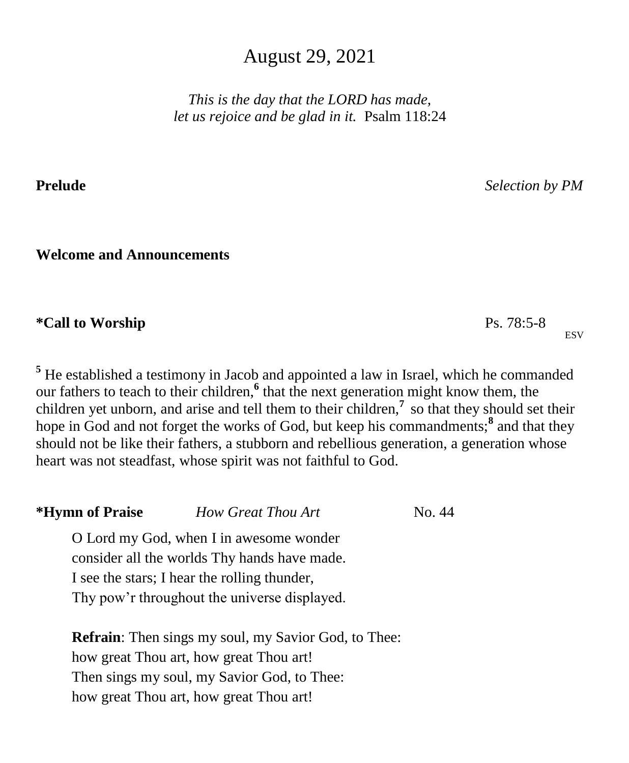# August 29, 2021

*This is the day that the LORD has made,*
*let us rejoice and be glad in it.* Psalm 118:24

**Prelude** *Selection by PM*

**Welcome and Announcements**

**\*Call to Worship** Ps. 78:5-8 ESV

[5] He established a testimony in Jacob and appointed a law in Israel, which he commanded our fathers to teach to their children,[6] that the next generation might know them, the children yet unborn, and arise and tell them to their children,[7] so that they should set their hope in God and not forget the works of God, but keep his commandments;[8] and that they should not be like their fathers, a stubborn and rebellious generation, a generation whose heart was not steadfast, whose spirit was not faithful to God.

**\*Hymn of Praise** *How Great Thou Art* No. 44

O Lord my God, when I in awesome wonder
consider all the worlds Thy hands have made.
I see the stars; I hear the rolling thunder,
Thy pow'r throughout the universe displayed.

**Refrain**: Then sings my soul, my Savior God, to Thee:
how great Thou art, how great Thou art!
Then sings my soul, my Savior God, to Thee:
how great Thou art, how great Thou art!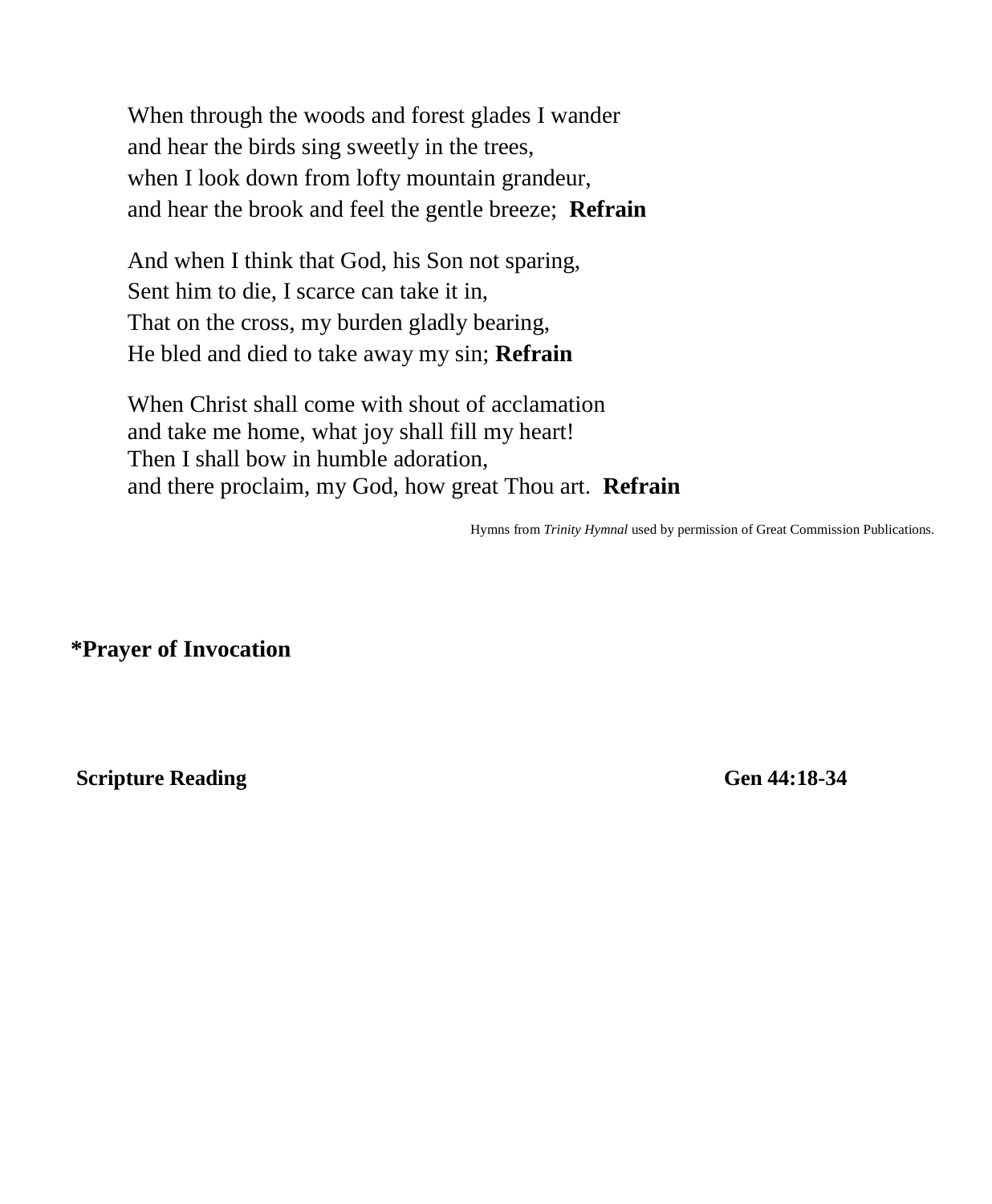When through the woods and forest glades I wander
and hear the birds sing sweetly in the trees,
when I look down from lofty mountain grandeur,
and hear the brook and feel the gentle breeze; **Refrain**

And when I think that God, his Son not sparing,
Sent him to die, I scarce can take it in,
That on the cross, my burden gladly bearing,
He bled and died to take away my sin; **Refrain**

When Christ shall come with shout of acclamation
and take me home, what joy shall fill my heart!
Then I shall bow in humble adoration,
and there proclaim, my God, how great Thou art. **Refrain**

Hymns from *Trinity Hymnal* used by permission of Great Commission Publications.

**\*Prayer of Invocation**

**Scripture Reading** **Gen 44:18-34**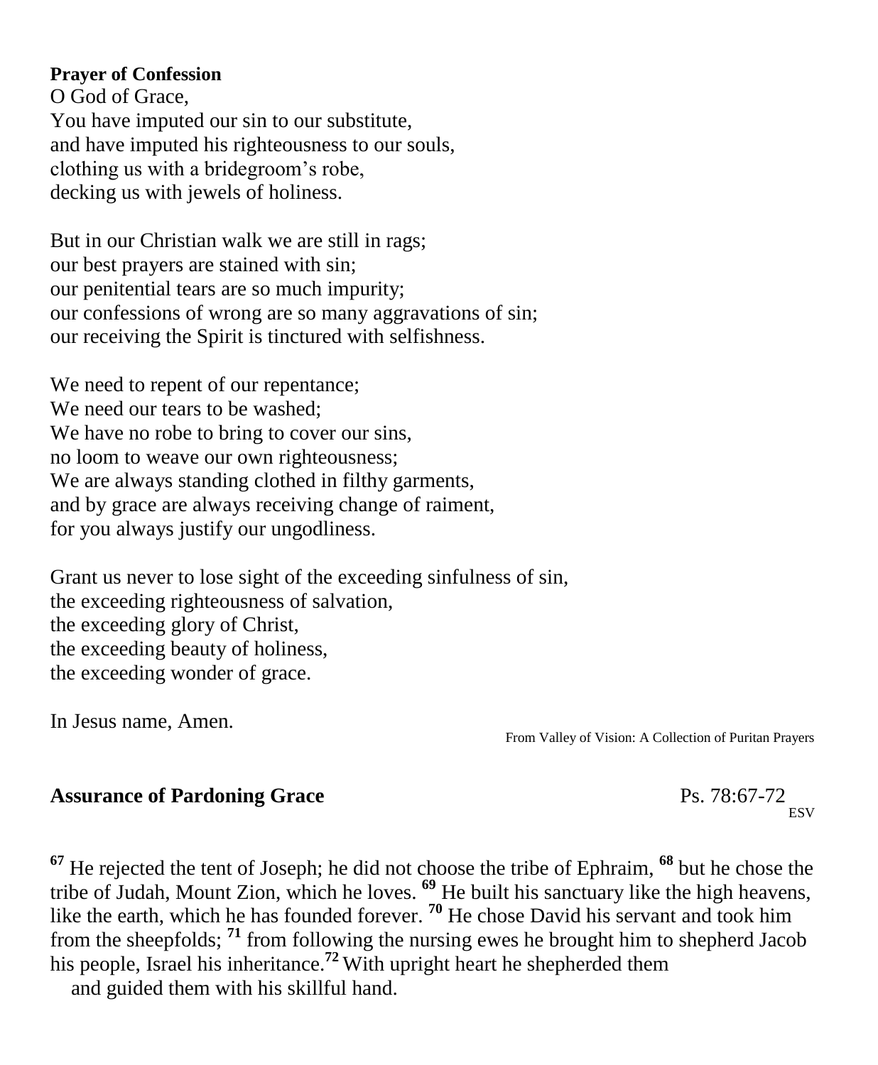**Prayer of Confession**

O God of Grace,
You have imputed our sin to our substitute,
and have imputed his righteousness to our souls,
clothing us with a bridegroom's robe,
decking us with jewels of holiness.

But in our Christian walk we are still in rags;
our best prayers are stained with sin;
our penitential tears are so much impurity;
our confessions of wrong are so many aggravations of sin;
our receiving the Spirit is tinctured with selfishness.

We need to repent of our repentance;
We need our tears to be washed;
We have no robe to bring to cover our sins,
no loom to weave our own righteousness;
We are always standing clothed in filthy garments,
and by grace are always receiving change of raiment,
for you always justify our ungodliness.

Grant us never to lose sight of the exceeding sinfulness of sin,
the exceeding righteousness of salvation,
the exceeding glory of Christ,
the exceeding beauty of holiness,
the exceeding wonder of grace.

In Jesus name, Amen.

From Valley of Vision: A Collection of Puritan Prayers

**Assurance of Pardoning Grace** Ps. 78:67-72 ESV

[67] He rejected the tent of Joseph; he did not choose the tribe of Ephraim, [68] but he chose the tribe of Judah, Mount Zion, which he loves. [69] He built his sanctuary like the high heavens, like the earth, which he has founded forever. [70] He chose David his servant and took him from the sheepfolds; [71] from following the nursing ewes he brought him to shepherd Jacob his people, Israel his inheritance.[72] With upright heart he shepherded them
and guided them with his skillful hand.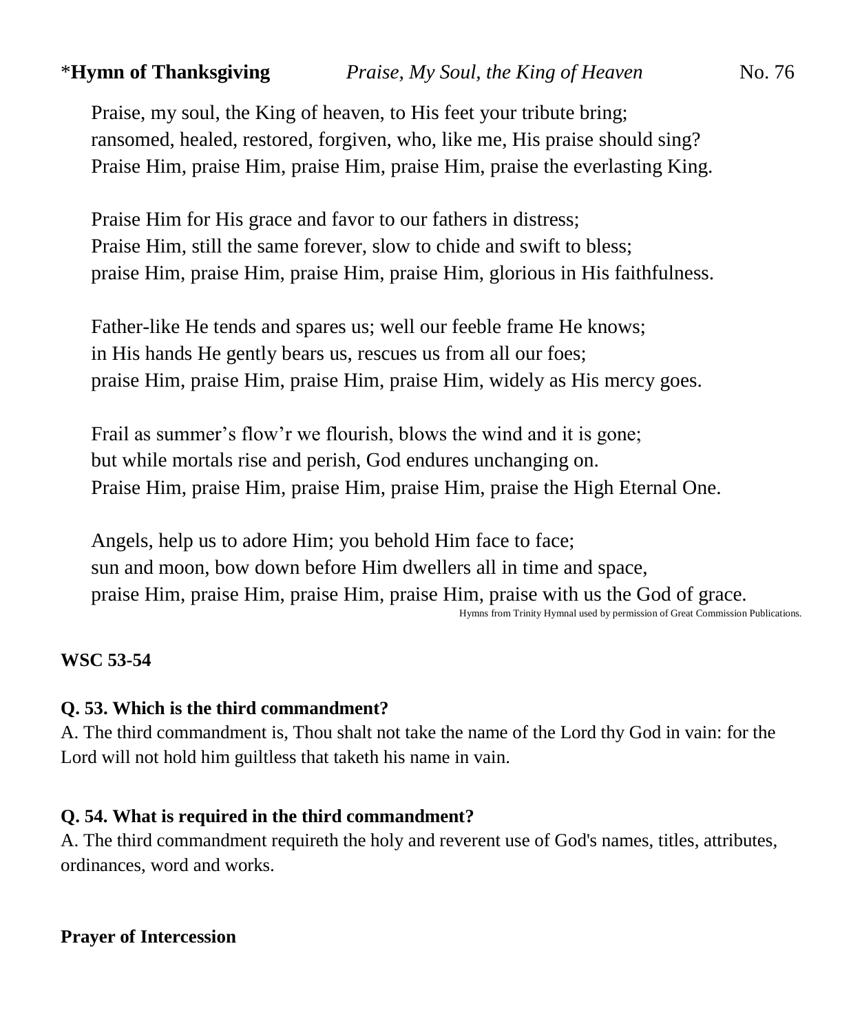*__Hymn of Thanksgiving__ *Praise, My Soul, the King of Heaven* No. 76

Praise, my soul, the King of heaven, to His feet your tribute bring;
ransomed, healed, restored, forgiven, who, like me, His praise should sing?
Praise Him, praise Him, praise Him, praise Him, praise the everlasting King.

Praise Him for His grace and favor to our fathers in distress;
Praise Him, still the same forever, slow to chide and swift to bless;
praise Him, praise Him, praise Him, praise Him, glorious in His faithfulness.

Father-like He tends and spares us; well our feeble frame He knows;
in His hands He gently bears us, rescues us from all our foes;
praise Him, praise Him, praise Him, praise Him, widely as His mercy goes.

Frail as summer's flow'r we flourish, blows the wind and it is gone;
but while mortals rise and perish, God endures unchanging on.
Praise Him, praise Him, praise Him, praise Him, praise the High Eternal One.

Angels, help us to adore Him; you behold Him face to face;
sun and moon, bow down before Him dwellers all in time and space,
praise Him, praise Him, praise Him, praise Him, praise with us the God of grace.

Hymns from Trinity Hymnal used by permission of Great Commission Publications.

**WSC 53-54**

**Q. 53. Which is the third commandment?**
A. The third commandment is, Thou shalt not take the name of the Lord thy God in vain: for the Lord will not hold him guiltless that taketh his name in vain.

**Q. 54. What is required in the third commandment?**
A. The third commandment requireth the holy and reverent use of God's names, titles, attributes, ordinances, word and works.

**Prayer of Intercession**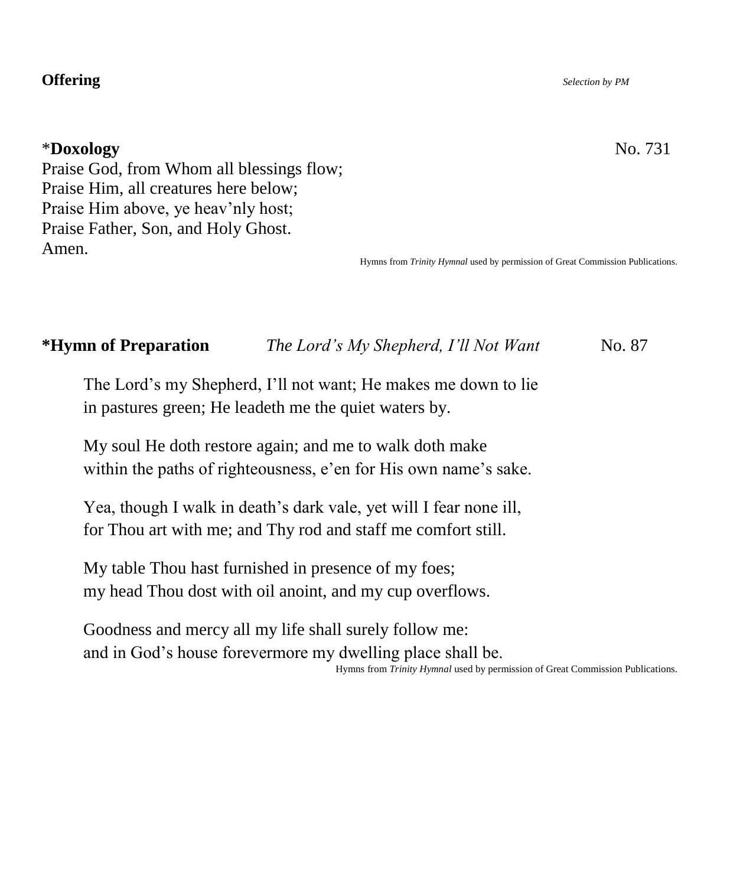**Offering** *Selection by PM*

\***Doxology** No. 731

Praise God, from Whom all blessings flow;
Praise Him, all creatures here below;
Praise Him above, ye heav'nly host;
Praise Father, Son, and Holy Ghost.
Amen.

Hymns from *Trinity Hymnal* used by permission of Great Commission Publications.

**\*Hymn of Preparation** *The Lord's My Shepherd, I'll Not Want* No. 87

The Lord's my Shepherd, I'll not want; He makes me down to lie
in pastures green; He leadeth me the quiet waters by.

My soul He doth restore again; and me to walk doth make
within the paths of righteousness, e'en for His own name's sake.

Yea, though I walk in death's dark vale, yet will I fear none ill,
for Thou art with me; and Thy rod and staff me comfort still.

My table Thou hast furnished in presence of my foes;
my head Thou dost with oil anoint, and my cup overflows.

Goodness and mercy all my life shall surely follow me:
and in God's house forevermore my dwelling place shall be.

Hymns from *Trinity Hymnal* used by permission of Great Commission Publications.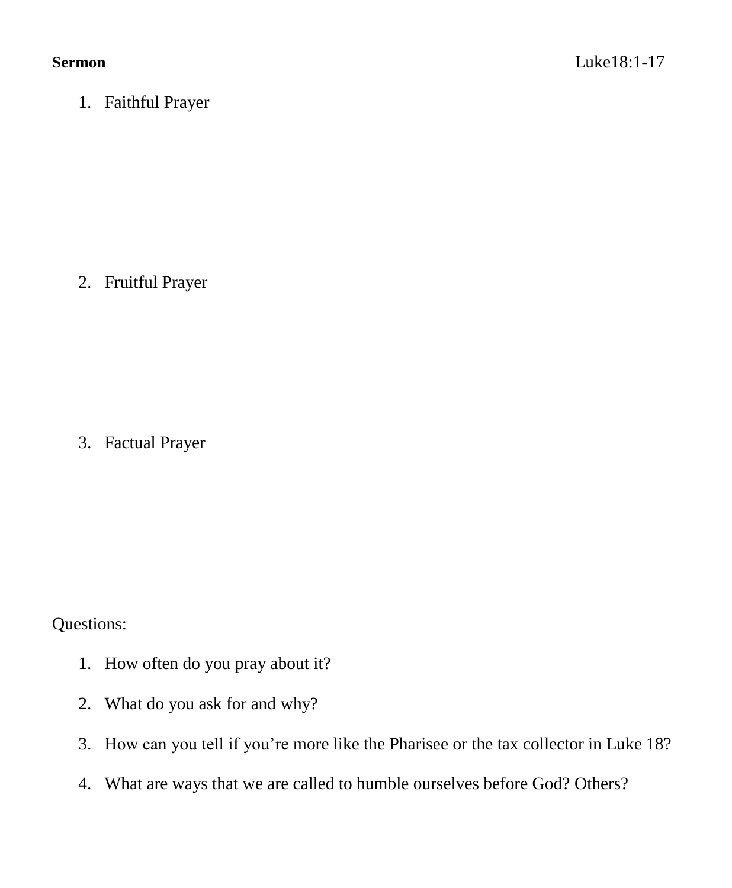**Sermon** Luke18:1-17

1. Faithful Prayer

2. Fruitful Prayer

3. Factual Prayer

Questions:

1. How often do you pray about it?
2. What do you ask for and why?
3. How can you tell if you're more like the Pharisee or the tax collector in Luke 18?
4. What are ways that we are called to humble ourselves before God? Others?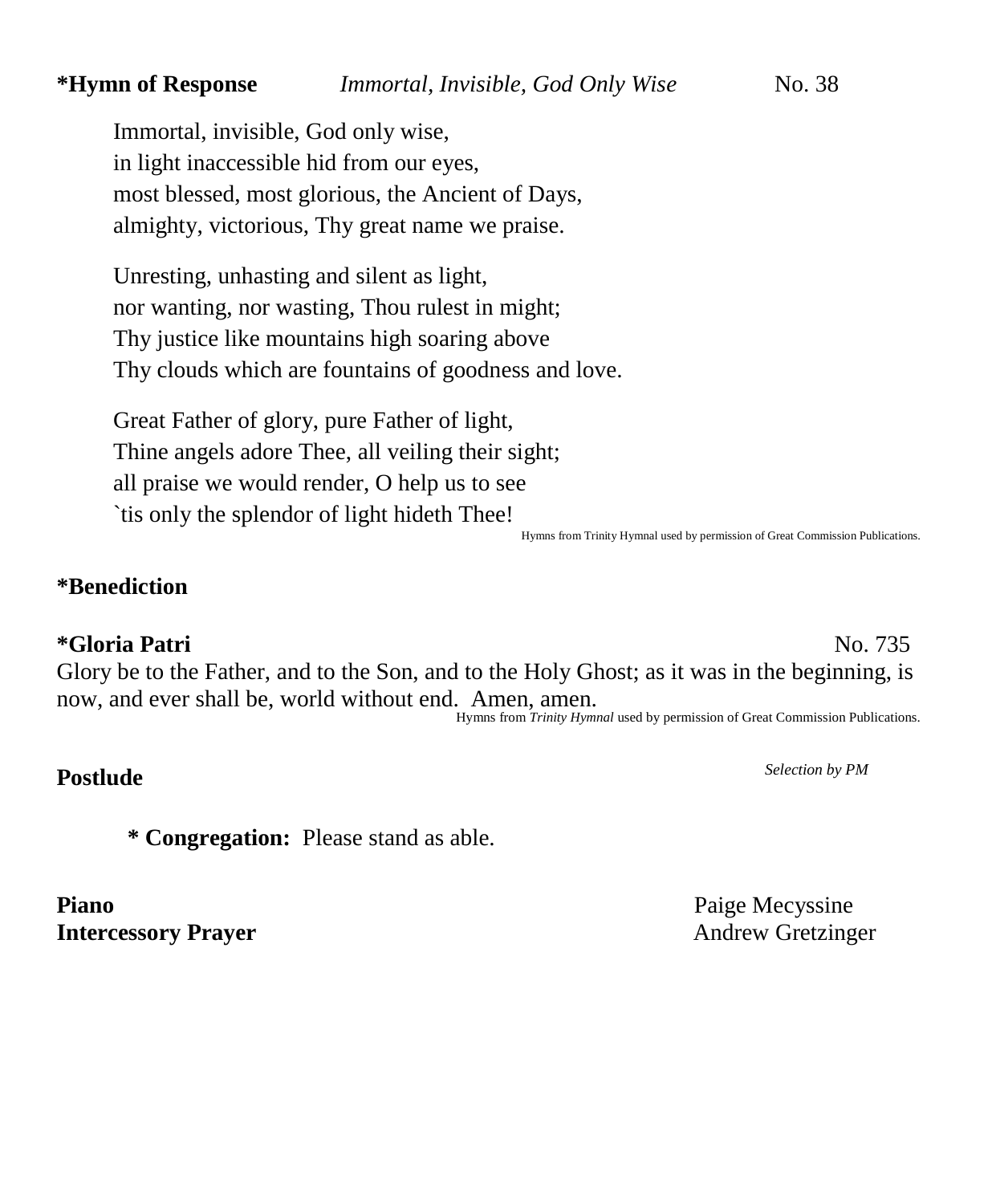**\*Hymn of Response** *Immortal, Invisible, God Only Wise* No. 38

Immortal, invisible, God only wise,
in light inaccessible hid from our eyes,
most blessed, most glorious, the Ancient of Days,
almighty, victorious, Thy great name we praise.

Unresting, unhasting and silent as light,
nor wanting, nor wasting, Thou rulest in might;
Thy justice like mountains high soaring above
Thy clouds which are fountains of goodness and love.

Great Father of glory, pure Father of light,
Thine angels adore Thee, all veiling their sight;
all praise we would render, O help us to see
`tis only the splendor of light hideth Thee!

Hymns from Trinity Hymnal used by permission of Great Commission Publications.

**\*Benediction**

**\*Gloria Patri** No. 735

Glory be to the Father, and to the Son, and to the Holy Ghost; as it was in the beginning, is now, and ever shall be, world without end. Amen, amen.

Hymns from *Trinity Hymnal* used by permission of Great Commission Publications.

**Postlude** *Selection by PM*

**\* Congregation:** Please stand as able.

**Piano** Paige Mecyssine
**Intercessory Prayer** Andrew Gretzinger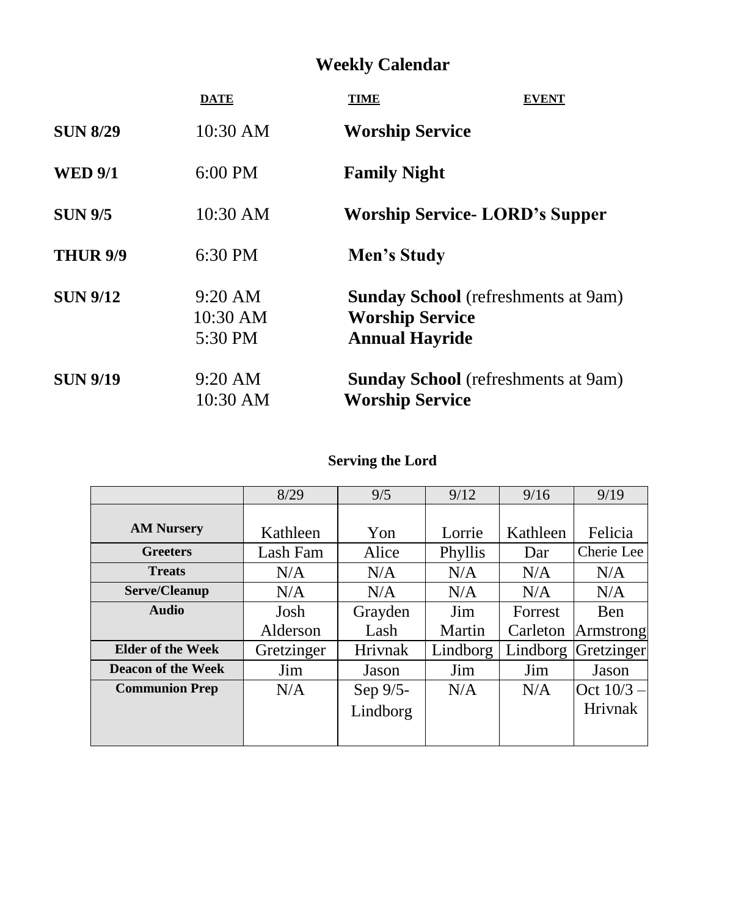# Weekly Calendar

| | DATE | TIME | EVENT |
|---|---|---|---|
| **SUN 8/29** | | 10:30 AM | **Worship Service** |
| **WED 9/1** | | 6:00 PM | **Family Night** |
| **SUN 9/5** | | 10:30 AM | **Worship Service- LORD's Supper** |
| **THUR 9/9** | | 6:30 PM | **Men's Study** |
| **SUN 9/12** | | 9:20 AM | **Sunday School** (refreshments at 9am) |
| | | 10:30 AM | **Worship Service** |
| | | 5:30 PM | **Annual Hayride** |
| **SUN 9/19** | | 9:20 AM | **Sunday School** (refreshments at 9am) |
| | | 10:30 AM | **Worship Service** |

## Serving the Lord

| | 8/29 | 9/5 | 9/12 | 9/16 | 9/19 |
|---|---|---|---|---|---|
| **AM Nursery** | Kathleen | Yon | Lorrie | Kathleen | Felicia |
| **Greeters** | Lash Fam | Alice | Phyllis | Dar | Cherie Lee |
| **Treats** | N/A | N/A | N/A | N/A | N/A |
| **Serve/Cleanup** | N/A | N/A | N/A | N/A | N/A |
| **Audio** | Josh Alderson | Grayden Lash | Jim Martin | Forrest Carleton | Ben Armstrong |
| **Elder of the Week** | Gretzinger | Hrivnak | Lindborg | Lindborg | Gretzinger |
| **Deacon of the Week** | Jim | Jason | Jim | Jim | Jason |
| **Communion Prep** | N/A | Sep 9/5- Lindborg | N/A | N/A | Oct 10/3 – Hrivnak |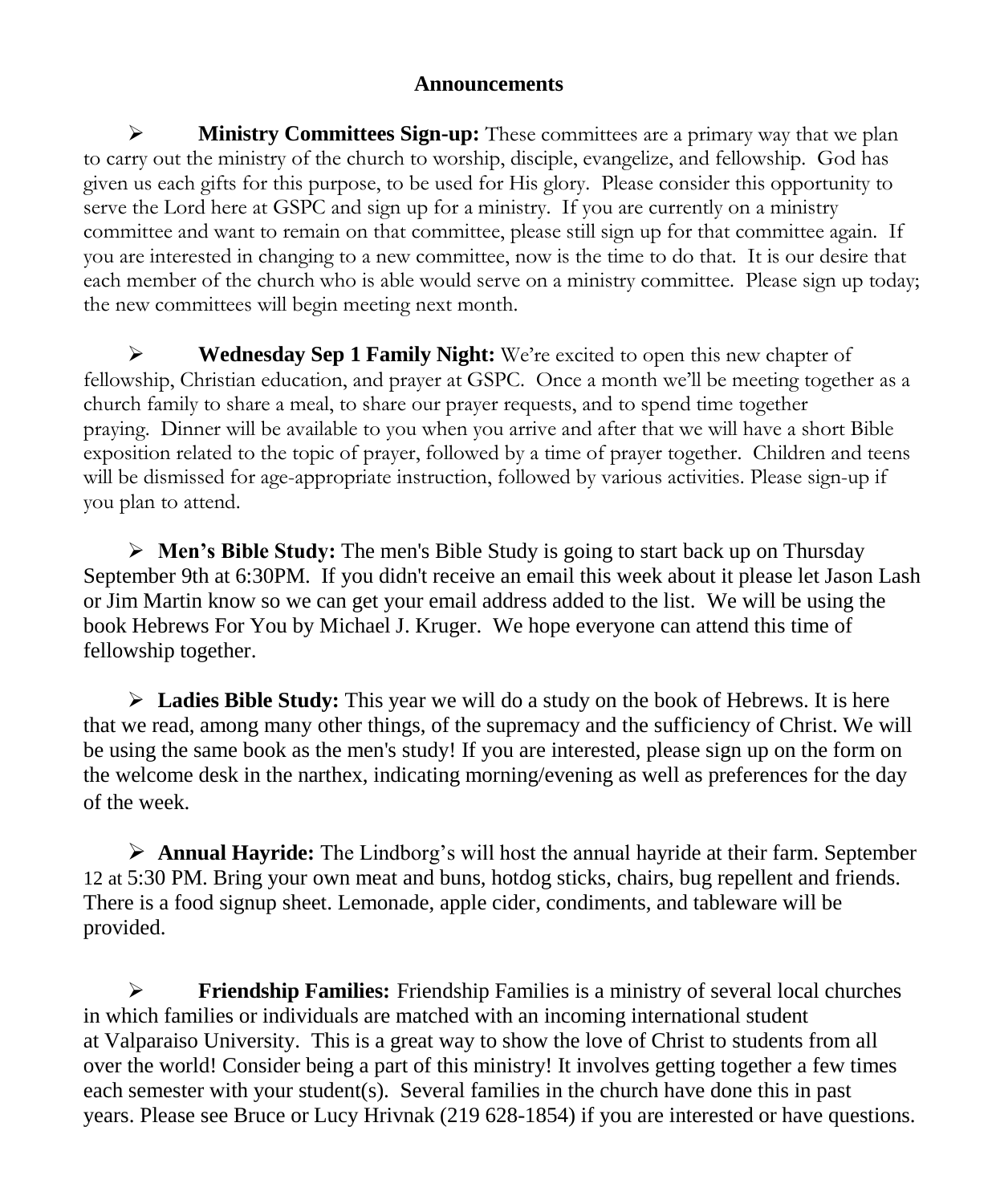## Announcements

- **Ministry Committees Sign-up:** These committees are a primary way that we plan to carry out the ministry of the church to worship, disciple, evangelize, and fellowship. God has given us each gifts for this purpose, to be used for His glory. Please consider this opportunity to serve the Lord here at GSPC and sign up for a ministry. If you are currently on a ministry committee and want to remain on that committee, please still sign up for that committee again. If you are interested in changing to a new committee, now is the time to do that. It is our desire that each member of the church who is able would serve on a ministry committee. Please sign up today; the new committees will begin meeting next month.

- **Wednesday Sep 1 Family Night:** We're excited to open this new chapter of fellowship, Christian education, and prayer at GSPC. Once a month we'll be meeting together as a church family to share a meal, to share our prayer requests, and to spend time together praying. Dinner will be available to you when you arrive and after that we will have a short Bible exposition related to the topic of prayer, followed by a time of prayer together. Children and teens will be dismissed for age-appropriate instruction, followed by various activities. Please sign-up if you plan to attend.

- **Men's Bible Study:** The men's Bible Study is going to start back up on Thursday September 9th at 6:30PM. If you didn't receive an email this week about it please let Jason Lash or Jim Martin know so we can get your email address added to the list. We will be using the book Hebrews For You by Michael J. Kruger. We hope everyone can attend this time of fellowship together.

- **Ladies Bible Study:** This year we will do a study on the book of Hebrews. It is here that we read, among many other things, of the supremacy and the sufficiency of Christ. We will be using the same book as the men's study! If you are interested, please sign up on the form on the welcome desk in the narthex, indicating morning/evening as well as preferences for the day of the week.

- **Annual Hayride:** The Lindborg's will host the annual hayride at their farm. September 12 at 5:30 PM. Bring your own meat and buns, hotdog sticks, chairs, bug repellent and friends. There is a food signup sheet. Lemonade, apple cider, condiments, and tableware will be provided.

- **Friendship Families:** Friendship Families is a ministry of several local churches in which families or individuals are matched with an incoming international student at Valparaiso University. This is a great way to show the love of Christ to students from all over the world! Consider being a part of this ministry! It involves getting together a few times each semester with your student(s). Several families in the church have done this in past years. Please see Bruce or Lucy Hrivnak (219 628-1854) if you are interested or have questions.